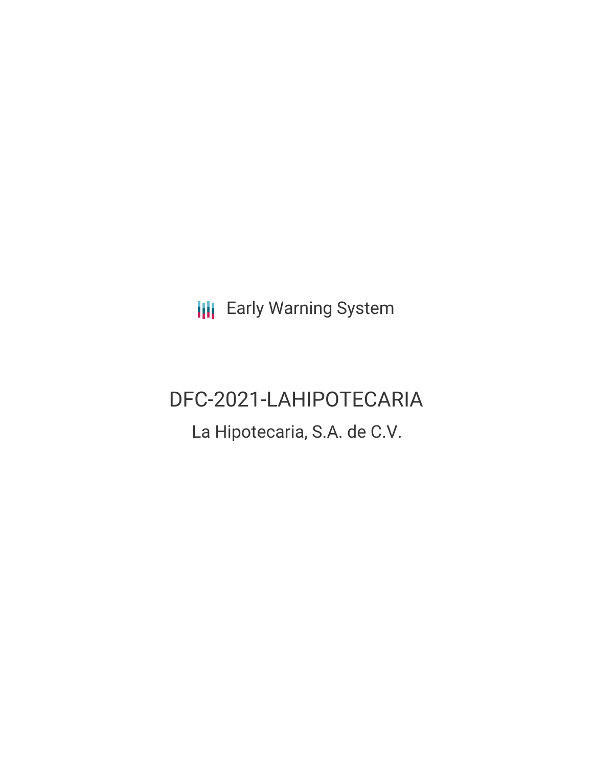Early Warning System

# DFC-2021-LAHIPOTECARIA

## La Hipotecaria, S.A. de C.V.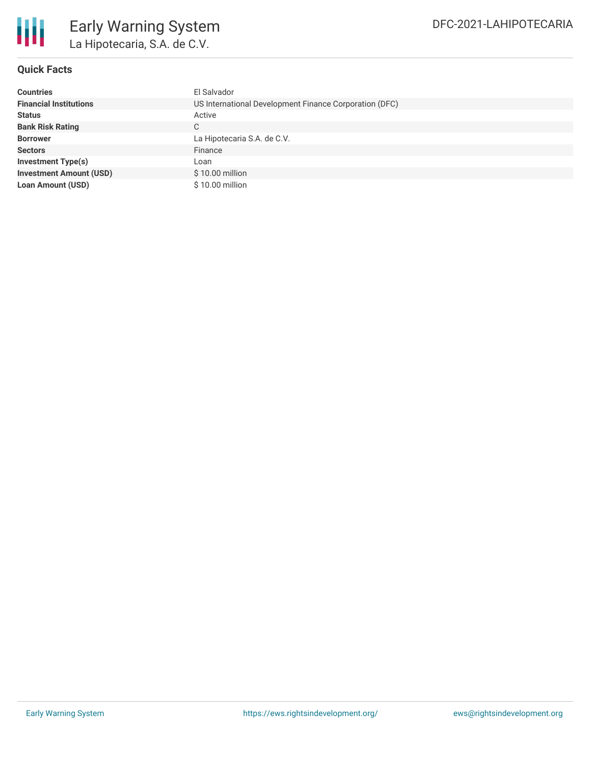# Early Warning System

## La Hipotecaria, S.A. de C.V.

DFC-2021-LAHIPOTECARIA

### Quick Facts

| | |
|---|---|
| **Countries** | El Salvador |
| **Financial Institutions** | US International Development Finance Corporation (DFC) |
| **Status** | Active |
| **Bank Risk Rating** | C |
| **Borrower** | La Hipotecaria S.A. de C.V. |
| **Sectors** | Finance |
| **Investment Type(s)** | Loan |
| **Investment Amount (USD)** | $ 10.00 million |
| **Loan Amount (USD)** | $ 10.00 million |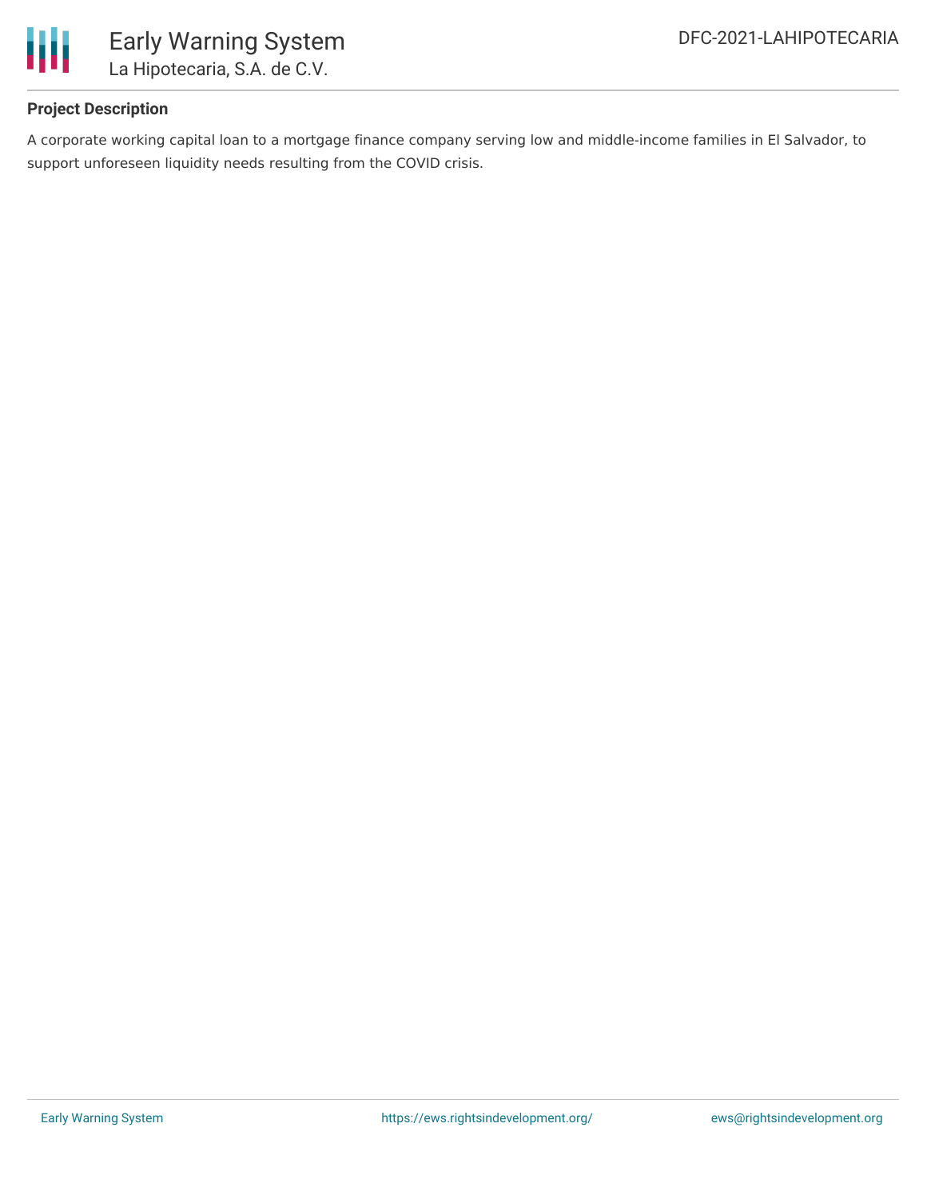### Project Description

A corporate working capital loan to a mortgage finance company serving low and middle-income families in El Salvador, to support unforeseen liquidity needs resulting from the COVID crisis.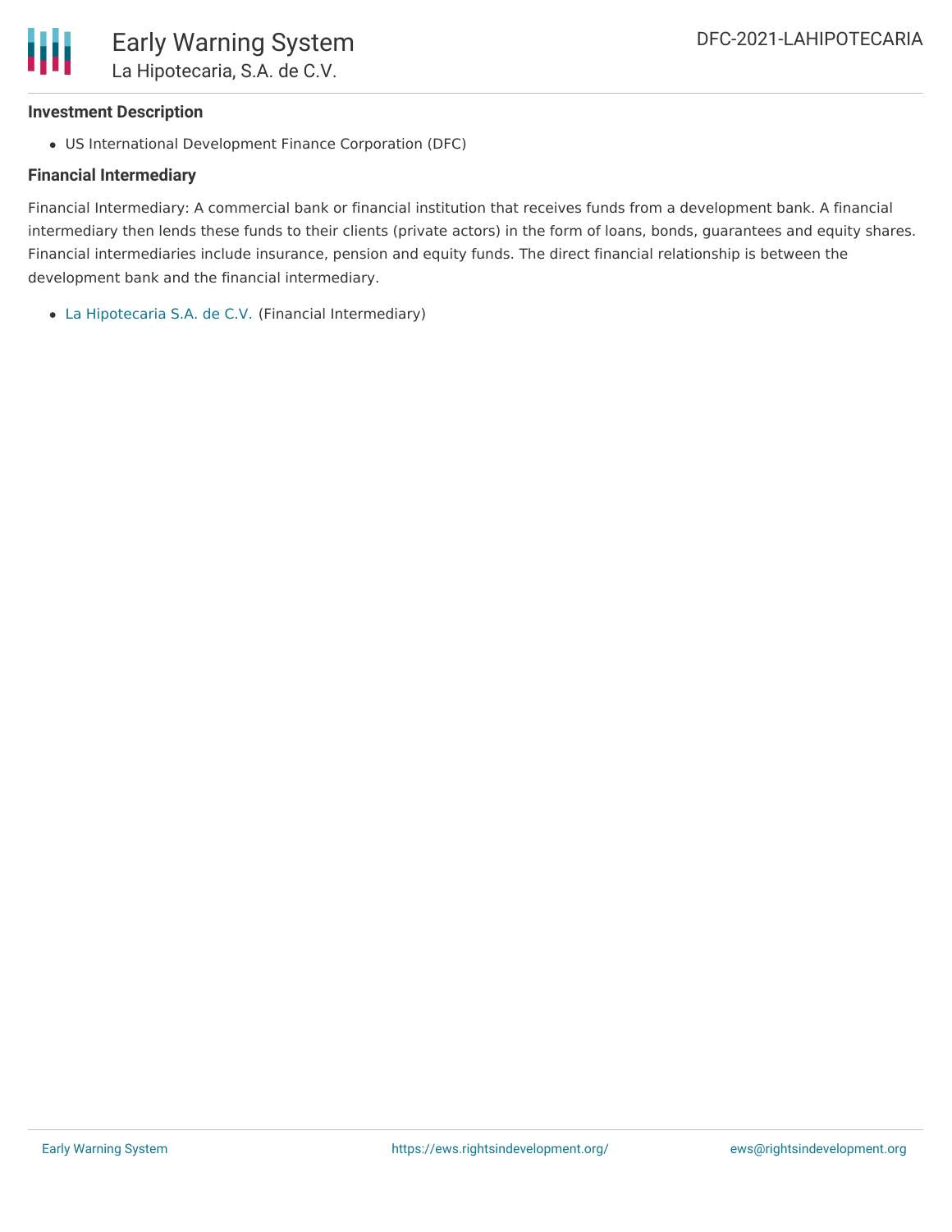### Investment Description

- US International Development Finance Corporation (DFC)

### Financial Intermediary

Financial Intermediary: A commercial bank or financial institution that receives funds from a development bank. A financial intermediary then lends these funds to their clients (private actors) in the form of loans, bonds, guarantees and equity shares. Financial intermediaries include insurance, pension and equity funds. The direct financial relationship is between the development bank and the financial intermediary.

- La Hipotecaria S.A. de C.V. (Financial Intermediary)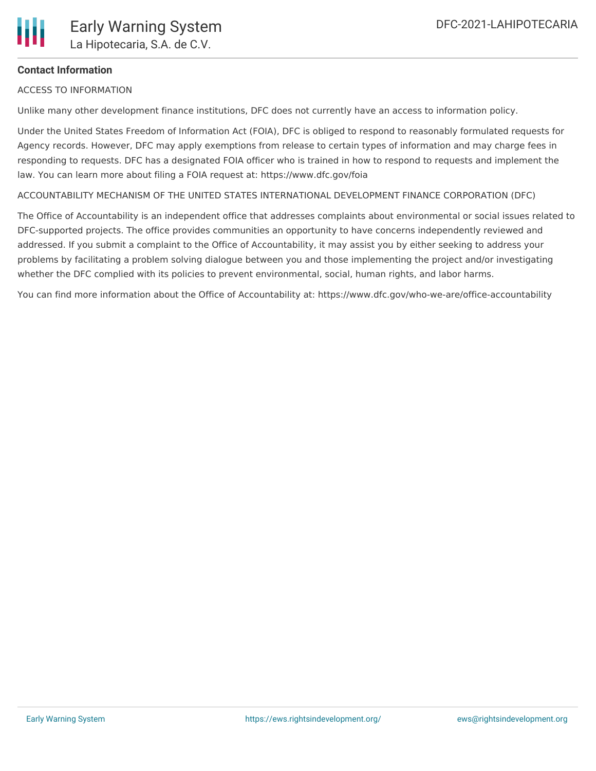**Contact Information**

ACCESS TO INFORMATION

Unlike many other development finance institutions, DFC does not currently have an access to information policy.

Under the United States Freedom of Information Act (FOIA), DFC is obliged to respond to reasonably formulated requests for Agency records. However, DFC may apply exemptions from release to certain types of information and may charge fees in responding to requests. DFC has a designated FOIA officer who is trained in how to respond to requests and implement the law. You can learn more about filing a FOIA request at: https://www.dfc.gov/foia

ACCOUNTABILITY MECHANISM OF THE UNITED STATES INTERNATIONAL DEVELOPMENT FINANCE CORPORATION (DFC)

The Office of Accountability is an independent office that addresses complaints about environmental or social issues related to DFC-supported projects. The office provides communities an opportunity to have concerns independently reviewed and addressed. If you submit a complaint to the Office of Accountability, it may assist you by either seeking to address your problems by facilitating a problem solving dialogue between you and those implementing the project and/or investigating whether the DFC complied with its policies to prevent environmental, social, human rights, and labor harms.

You can find more information about the Office of Accountability at: https://www.dfc.gov/who-we-are/office-accountability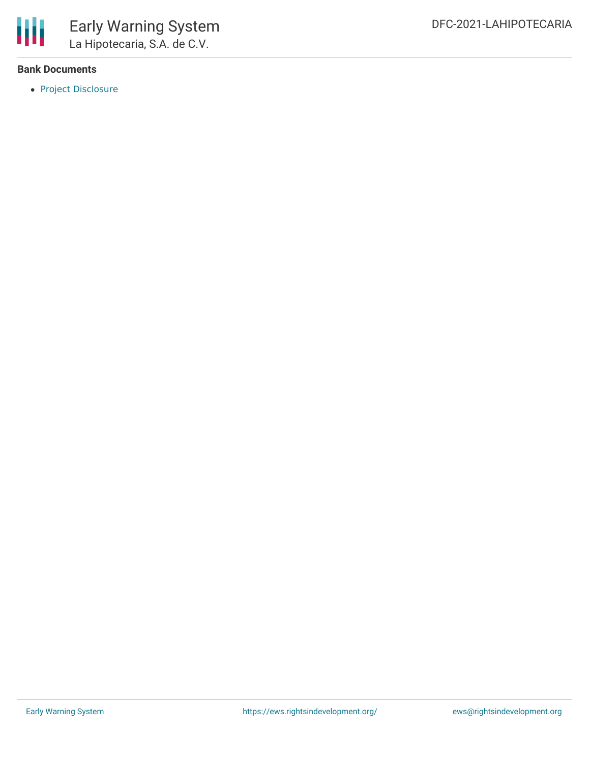**Bank Documents**

- Project Disclosure